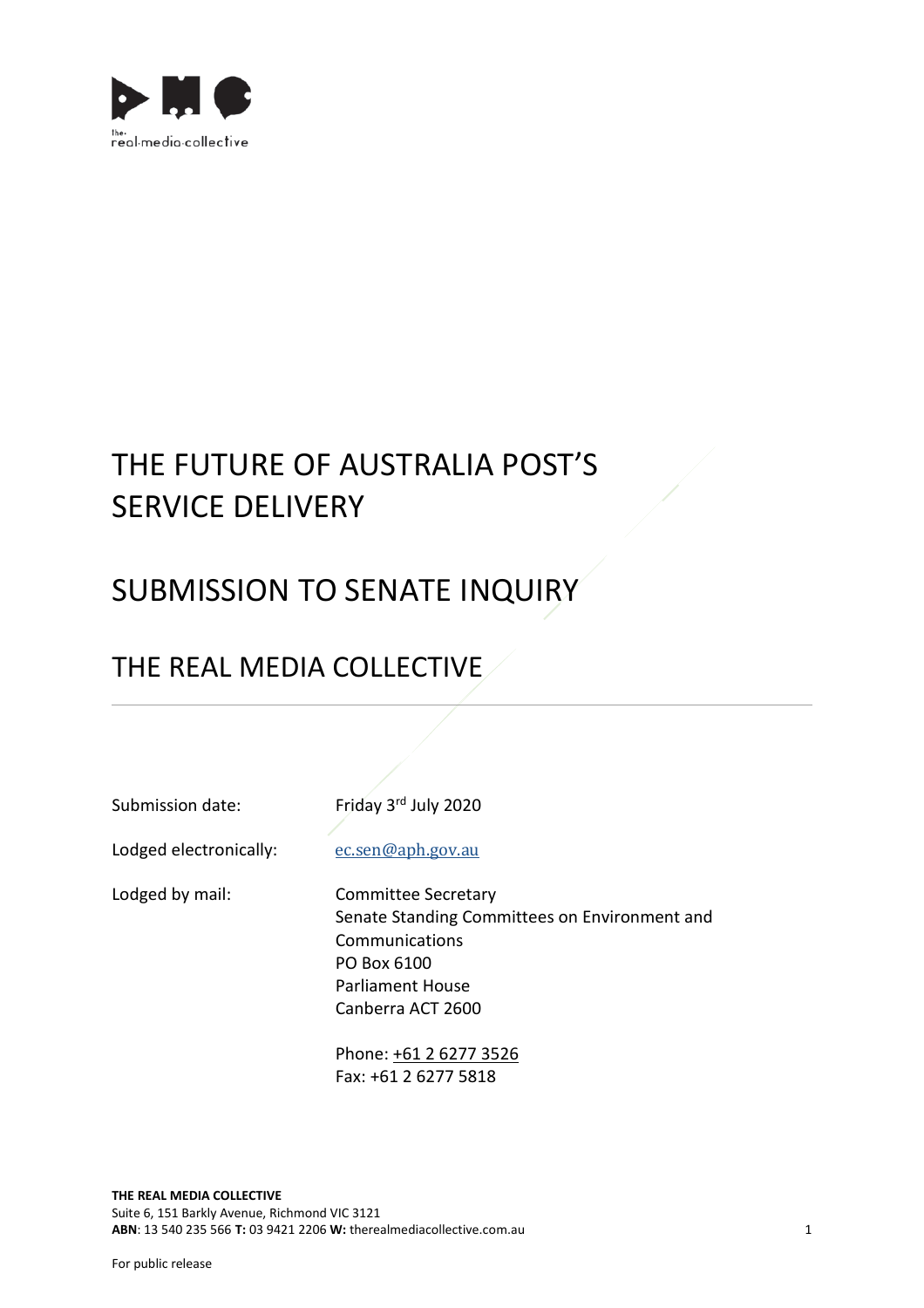# THE FUTURE OF AUSTRALIA POST'S SERVICE DELIVERY

# SUBMISSION TO SENATE INQUIRY

## THE REAL MEDIA COLLECTIVE

---

| | |
|---|---|
| Submission date: | Friday 3rd July 2020 |
| Lodged electronically: | ec.sen@aph.gov.au |
| Lodged by mail: | Committee Secretary<br>Senate Standing Committees on Environment and Communications<br>PO Box 6100<br>Parliament House<br>Canberra ACT 2600<br><br>Phone: +61 2 6277 3526<br>Fax: +61 2 6277 5818 |

**THE REAL MEDIA COLLECTIVE**
Suite 6, 151 Barkly Avenue, Richmond VIC 3121
**ABN**: 13 540 235 566 **T:** 03 9421 2206 **W:** therealmediacollective.com.au

For public release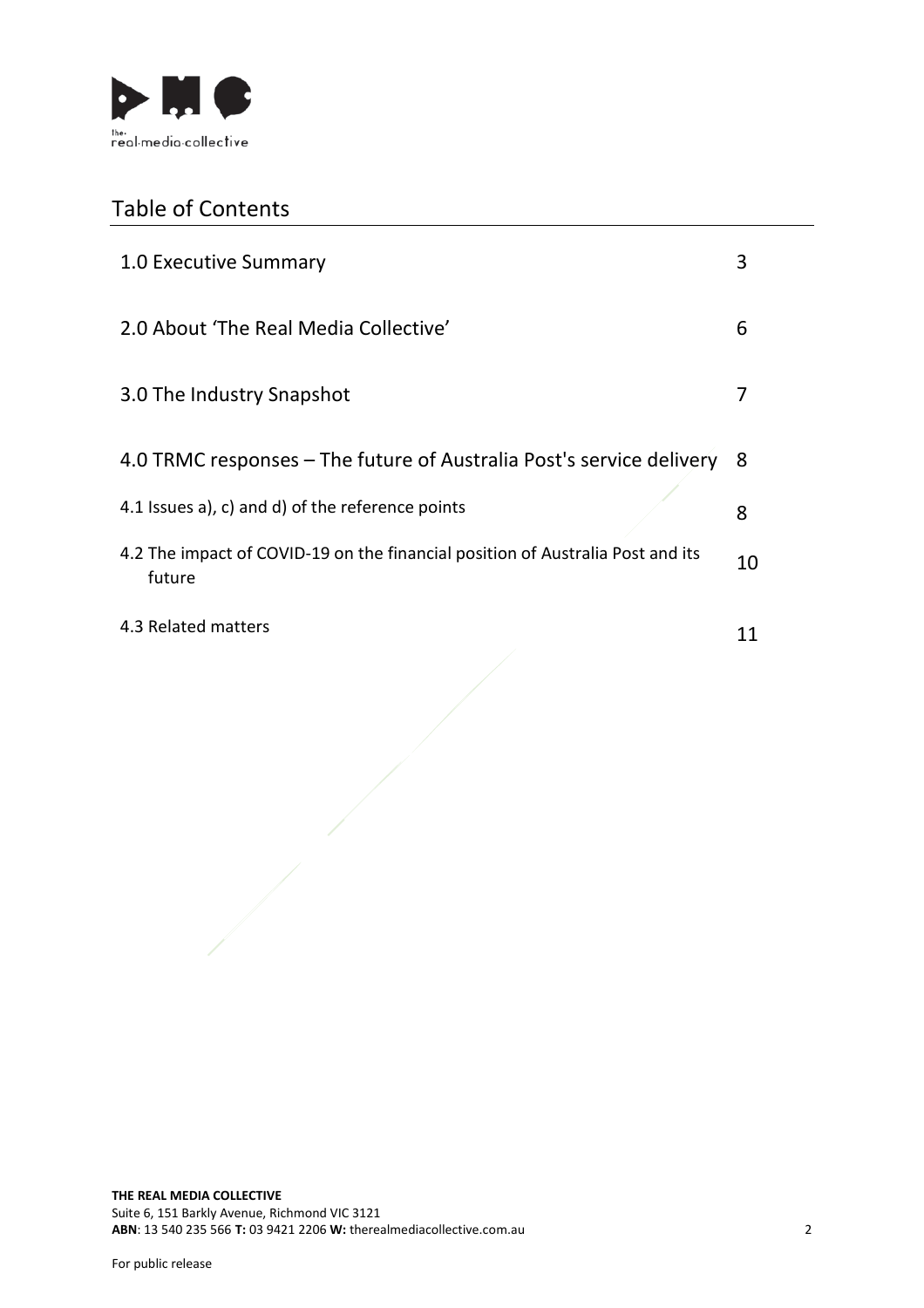# Table of Contents

| | |
|---|---|
| 1.0 Executive Summary | 3 |
| 2.0 About 'The Real Media Collective' | 6 |
| 3.0 The Industry Snapshot | 7 |
| 4.0 TRMC responses – The future of Australia Post's service delivery | 8 |
| 4.1 Issues a), c) and d) of the reference points | 8 |
| 4.2 The impact of COVID-19 on the financial position of Australia Post and its future | 10 |
| 4.3 Related matters | 11 |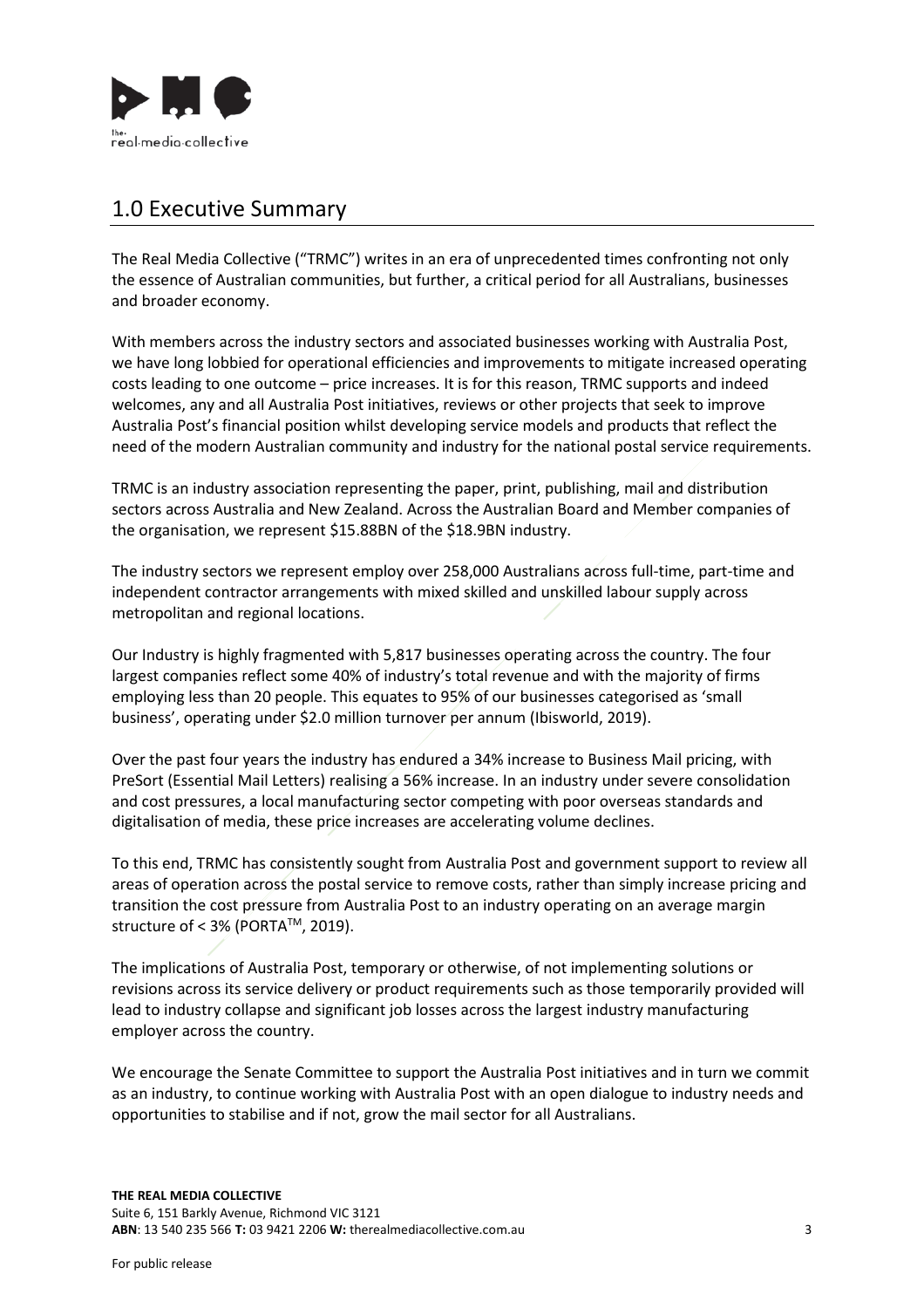## 1.0 Executive Summary

The Real Media Collective ("TRMC") writes in an era of unprecedented times confronting not only the essence of Australian communities, but further, a critical period for all Australians, businesses and broader economy.

With members across the industry sectors and associated businesses working with Australia Post, we have long lobbied for operational efficiencies and improvements to mitigate increased operating costs leading to one outcome – price increases. It is for this reason, TRMC supports and indeed welcomes, any and all Australia Post initiatives, reviews or other projects that seek to improve Australia Post's financial position whilst developing service models and products that reflect the need of the modern Australian community and industry for the national postal service requirements.

TRMC is an industry association representing the paper, print, publishing, mail and distribution sectors across Australia and New Zealand. Across the Australian Board and Member companies of the organisation, we represent $15.88BN of the $18.9BN industry.

The industry sectors we represent employ over 258,000 Australians across full-time, part-time and independent contractor arrangements with mixed skilled and unskilled labour supply across metropolitan and regional locations.

Our Industry is highly fragmented with 5,817 businesses operating across the country. The four largest companies reflect some 40% of industry's total revenue and with the majority of firms employing less than 20 people. This equates to 95% of our businesses categorised as 'small business', operating under $2.0 million turnover per annum (Ibisworld, 2019).

Over the past four years the industry has endured a 34% increase to Business Mail pricing, with PreSort (Essential Mail Letters) realising a 56% increase. In an industry under severe consolidation and cost pressures, a local manufacturing sector competing with poor overseas standards and digitalisation of media, these price increases are accelerating volume declines.

To this end, TRMC has consistently sought from Australia Post and government support to review all areas of operation across the postal service to remove costs, rather than simply increase pricing and transition the cost pressure from Australia Post to an industry operating on an average margin structure of < 3% (PORTA™, 2019).

The implications of Australia Post, temporary or otherwise, of not implementing solutions or revisions across its service delivery or product requirements such as those temporarily provided will lead to industry collapse and significant job losses across the largest industry manufacturing employer across the country.

We encourage the Senate Committee to support the Australia Post initiatives and in turn we commit as an industry, to continue working with Australia Post with an open dialogue to industry needs and opportunities to stabilise and if not, grow the mail sector for all Australians.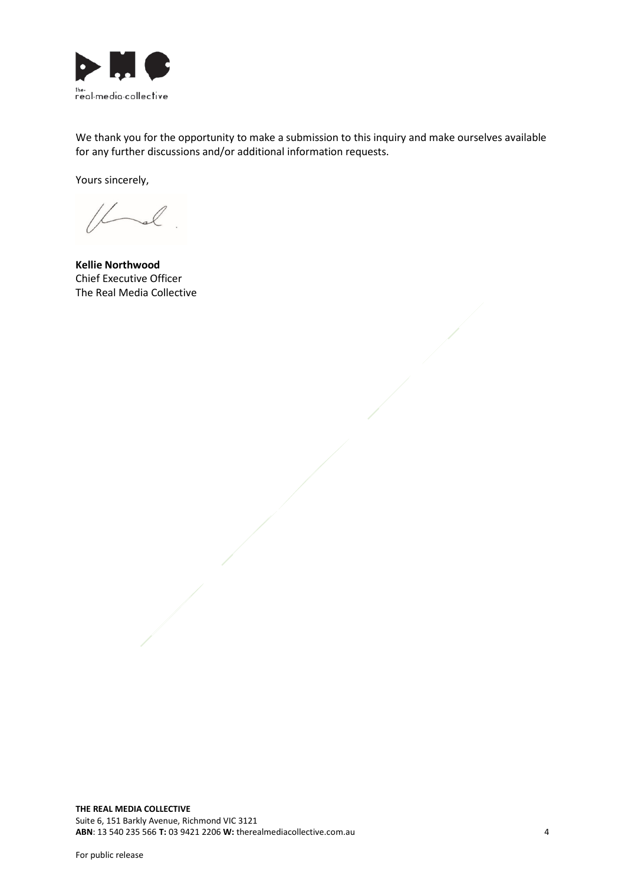We thank you for the opportunity to make a submission to this inquiry and make ourselves available for any further discussions and/or additional information requests.

Yours sincerely,

**Kellie Northwood**
Chief Executive Officer
The Real Media Collective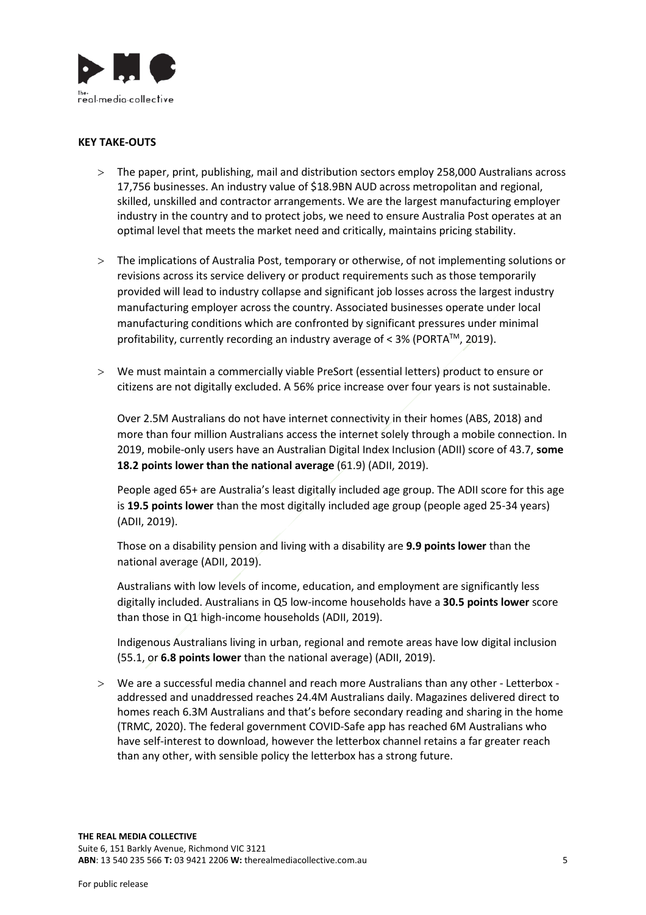**KEY TAKE-OUTS**

- The paper, print, publishing, mail and distribution sectors employ 258,000 Australians across 17,756 businesses. An industry value of $18.9BN AUD across metropolitan and regional, skilled, unskilled and contractor arrangements. We are the largest manufacturing employer industry in the country and to protect jobs, we need to ensure Australia Post operates at an optimal level that meets the market need and critically, maintains pricing stability.

- The implications of Australia Post, temporary or otherwise, of not implementing solutions or revisions across its service delivery or product requirements such as those temporarily provided will lead to industry collapse and significant job losses across the largest industry manufacturing employer across the country. Associated businesses operate under local manufacturing conditions which are confronted by significant pressures under minimal profitability, currently recording an industry average of < 3% (PORTA™, 2019).

- We must maintain a commercially viable PreSort (essential letters) product to ensure or citizens are not digitally excluded. A 56% price increase over four years is not sustainable.

  Over 2.5M Australians do not have internet connectivity in their homes (ABS, 2018) and more than four million Australians access the internet solely through a mobile connection. In 2019, mobile-only users have an Australian Digital Index Inclusion (ADII) score of 43.7, **some 18.2 points lower than the national average** (61.9) (ADII, 2019).

  People aged 65+ are Australia's least digitally included age group. The ADII score for this age is **19.5 points lower** than the most digitally included age group (people aged 25-34 years) (ADII, 2019).

  Those on a disability pension and living with a disability are **9.9 points lower** than the national average (ADII, 2019).

  Australians with low levels of income, education, and employment are significantly less digitally included. Australians in Q5 low-income households have a **30.5 points lower** score than those in Q1 high-income households (ADII, 2019).

  Indigenous Australians living in urban, regional and remote areas have low digital inclusion (55.1, or **6.8 points lower** than the national average) (ADII, 2019).

- We are a successful media channel and reach more Australians than any other - Letterbox - addressed and unaddressed reaches 24.4M Australians daily. Magazines delivered direct to homes reach 6.3M Australians and that's before secondary reading and sharing in the home (TRMC, 2020). The federal government COVID-Safe app has reached 6M Australians who have self-interest to download, however the letterbox channel retains a far greater reach than any other, with sensible policy the letterbox has a strong future.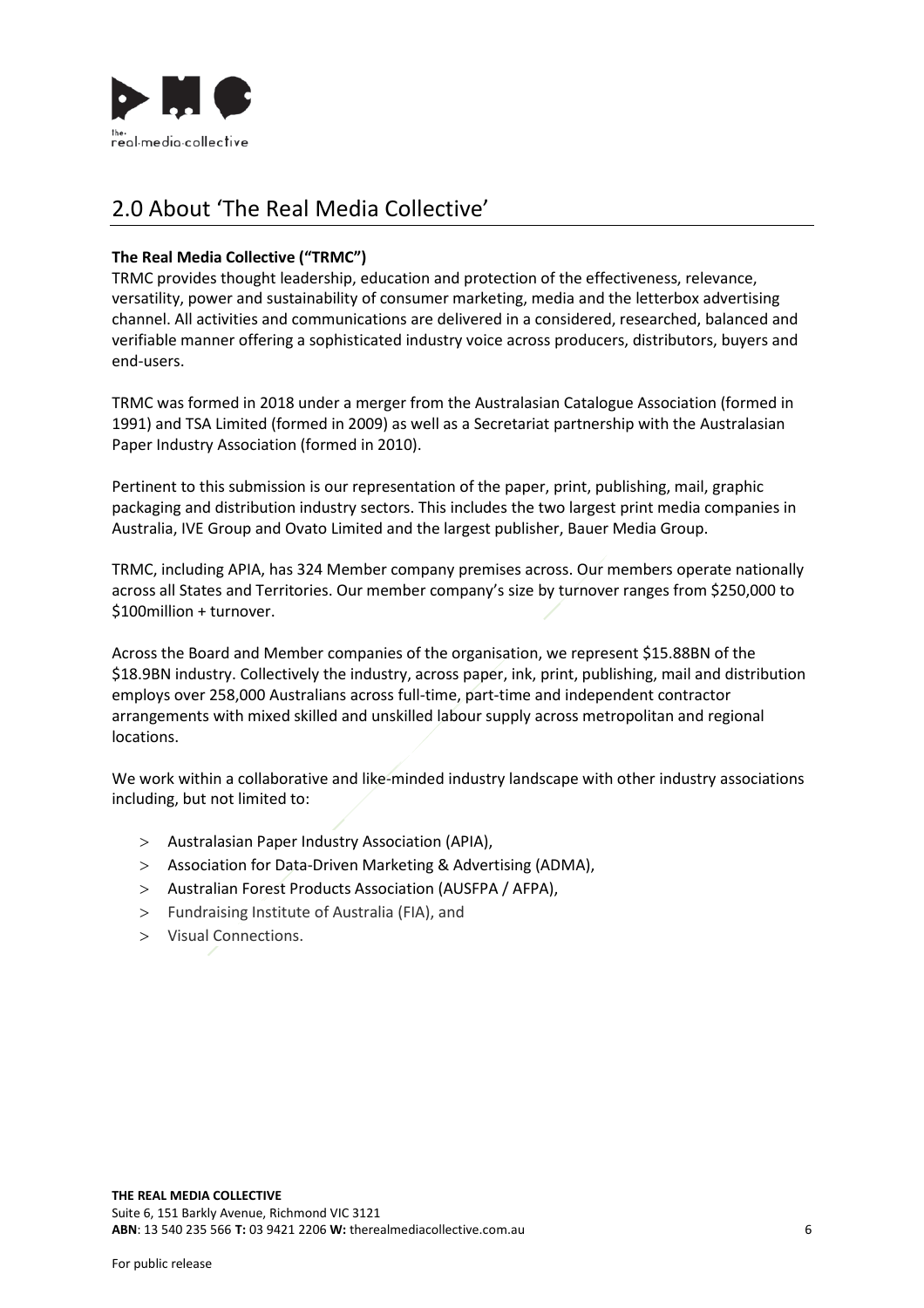## 2.0 About 'The Real Media Collective'

**The Real Media Collective ("TRMC")**
TRMC provides thought leadership, education and protection of the effectiveness, relevance, versatility, power and sustainability of consumer marketing, media and the letterbox advertising channel. All activities and communications are delivered in a considered, researched, balanced and verifiable manner offering a sophisticated industry voice across producers, distributors, buyers and end-users.

TRMC was formed in 2018 under a merger from the Australasian Catalogue Association (formed in 1991) and TSA Limited (formed in 2009) as well as a Secretariat partnership with the Australasian Paper Industry Association (formed in 2010).

Pertinent to this submission is our representation of the paper, print, publishing, mail, graphic packaging and distribution industry sectors. This includes the two largest print media companies in Australia, IVE Group and Ovato Limited and the largest publisher, Bauer Media Group.

TRMC, including APIA, has 324 Member company premises across. Our members operate nationally across all States and Territories. Our member company's size by turnover ranges from $250,000 to $100million + turnover.

Across the Board and Member companies of the organisation, we represent $15.88BN of the $18.9BN industry. Collectively the industry, across paper, ink, print, publishing, mail and distribution employs over 258,000 Australians across full-time, part-time and independent contractor arrangements with mixed skilled and unskilled labour supply across metropolitan and regional locations.

We work within a collaborative and like-minded industry landscape with other industry associations including, but not limited to:

- Australasian Paper Industry Association (APIA),
- Association for Data-Driven Marketing & Advertising (ADMA),
- Australian Forest Products Association (AUSFPA / AFPA),
- Fundraising Institute of Australia (FIA), and
- Visual Connections.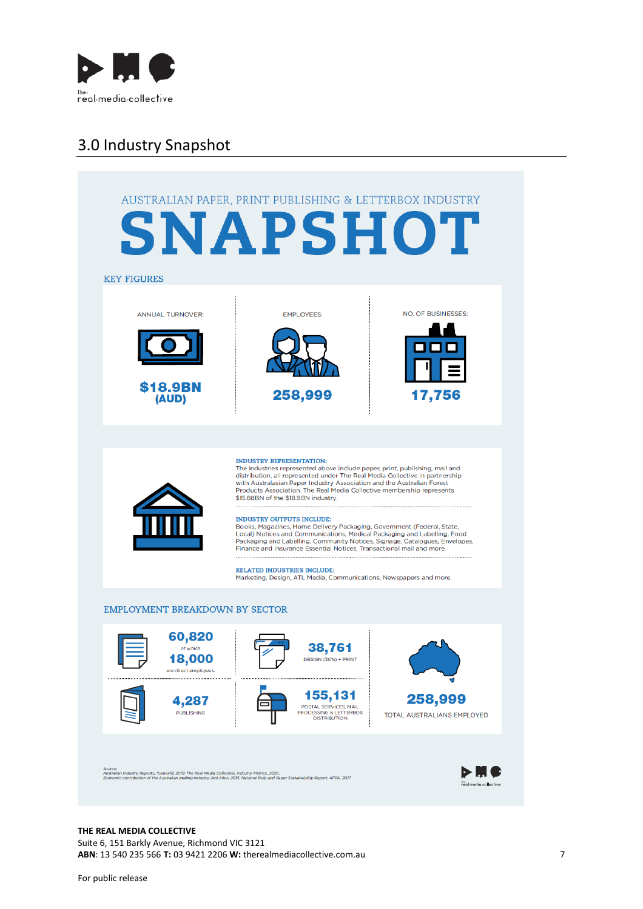## 3.0 Industry Snapshot

AUSTRALIAN PAPER, PRINT PUBLISHING & LETTERBOX INDUSTRY

# SNAPSHOT

### KEY FIGURES

| ANNUAL TURNOVER: | EMPLOYEES: | NO. OF BUSINESSES: |
|---|---|---|
| $18.9BN (AUD) | 258,999 | 17,756 |

**INDUSTRY REPRESENTATION:**
The industries represented above include paper, print, publishing, mail and distribution, all represented under The Real Media Collective in partnership with Australasian Paper Industry Association and the Australian Forest Products Association. The Real Media Collective membership represents $15.88BN of the $18.9BN industry.

**INDUSTRY OUTPUTS INCLUDE:**
Books, Magazines, Home Delivery Packaging, Government (Federal, State, Local) Notices and Communications, Medical Packaging and Labelling, Food Packaging and Labelling, Community Notices, Signage, Catalogues, Envelopes, Finance and Insurance Essential Notices, Transactional mail and more.

**RELATED INDUSTRIES INCLUDE:**
Marketing, Design, ATL Media, Communications, Newspapers and more.

### EMPLOYMENT BREAKDOWN BY SECTOR

- 60,820 of which 18,000 are direct employees.
- 38,761 DESIGN (30%) + PRINT
- 4,287 PUBLISHING
- 155,131 POSTAL SERVICES, MAIL PROCESSING & LETTERBOX DISTRIBUTION
- 258,999 TOTAL AUSTRALIANS EMPLOYED

*Source:*
*Australian Industry Reports, Ibisworld, 2019. The Real Media Collective, Industry Metrics, 2020.*
*Economic contribution of the Australian mailing industry, Acil Allen, 2015. National Pulp and Paper Sustainability Report, AFPA, 2017*

**THE REAL MEDIA COLLECTIVE**
Suite 6, 151 Barkly Avenue, Richmond VIC 3121
**ABN**: 13 540 235 566 **T:** 03 9421 2206 **W:** therealmediacollective.com.au

For public release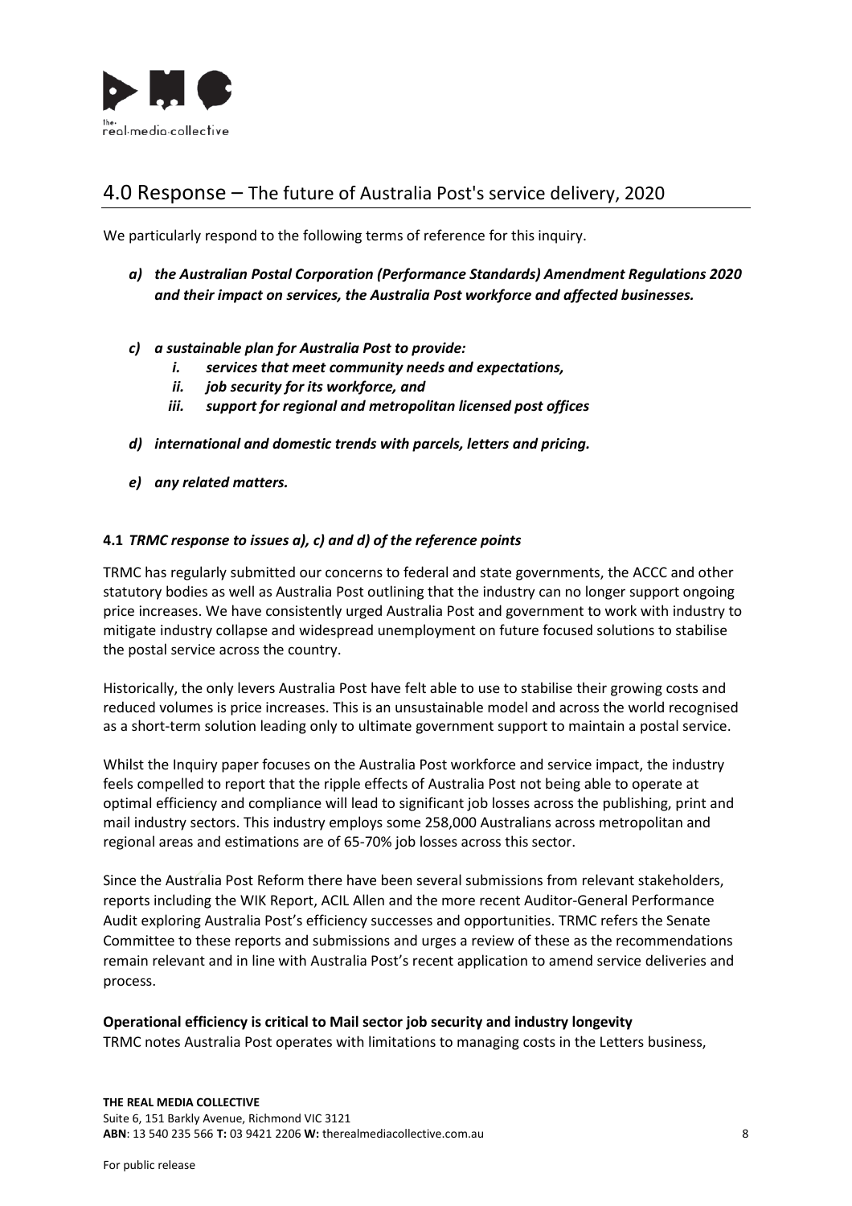## 4.0 Response – The future of Australia Post's service delivery, 2020

We particularly respond to the following terms of reference for this inquiry.

*a)* ***the Australian Postal Corporation (Performance Standards) Amendment Regulations 2020 and their impact on services, the Australia Post workforce and affected businesses.***

*c)* ***a sustainable plan for Australia Post to provide:***
   - *i.* ***services that meet community needs and expectations,***
   - *ii.* ***job security for its workforce, and***
   - *iii.* ***support for regional and metropolitan licensed post offices***

*d)* ***international and domestic trends with parcels, letters and pricing.***

*e)* ***any related matters.***

### 4.1 *TRMC response to issues a), c) and d) of the reference points*

TRMC has regularly submitted our concerns to federal and state governments, the ACCC and other statutory bodies as well as Australia Post outlining that the industry can no longer support ongoing price increases. We have consistently urged Australia Post and government to work with industry to mitigate industry collapse and widespread unemployment on future focused solutions to stabilise the postal service across the country.

Historically, the only levers Australia Post have felt able to use to stabilise their growing costs and reduced volumes is price increases. This is an unsustainable model and across the world recognised as a short-term solution leading only to ultimate government support to maintain a postal service.

Whilst the Inquiry paper focuses on the Australia Post workforce and service impact, the industry feels compelled to report that the ripple effects of Australia Post not being able to operate at optimal efficiency and compliance will lead to significant job losses across the publishing, print and mail industry sectors. This industry employs some 258,000 Australians across metropolitan and regional areas and estimations are of 65-70% job losses across this sector.

Since the Australia Post Reform there have been several submissions from relevant stakeholders, reports including the WIK Report, ACIL Allen and the more recent Auditor-General Performance Audit exploring Australia Post's efficiency successes and opportunities. TRMC refers the Senate Committee to these reports and submissions and urges a review of these as the recommendations remain relevant and in line with Australia Post's recent application to amend service deliveries and process.

**Operational efficiency is critical to Mail sector job security and industry longevity**

TRMC notes Australia Post operates with limitations to managing costs in the Letters business,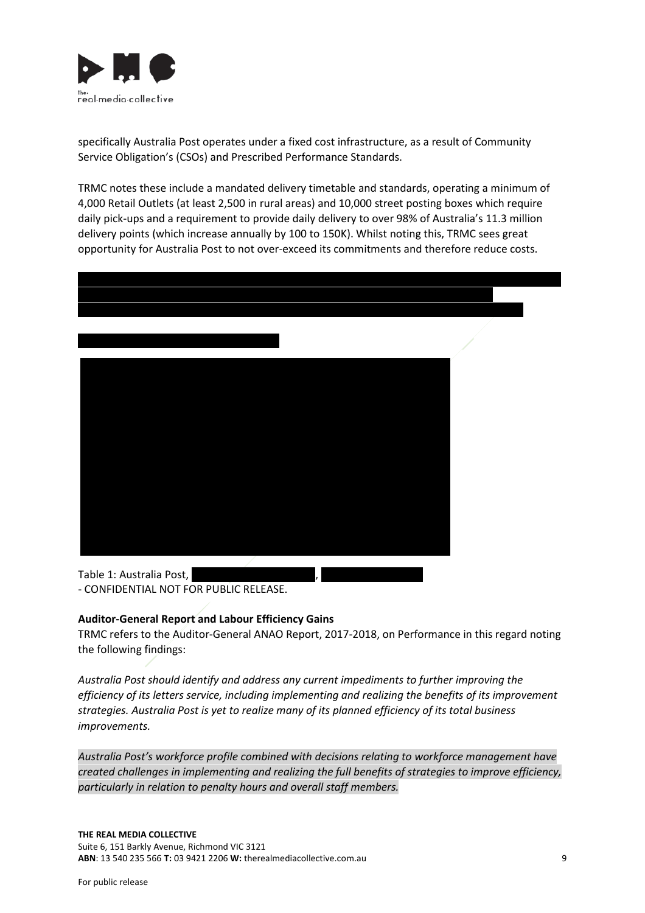specifically Australia Post operates under a fixed cost infrastructure, as a result of Community Service Obligation's (CSOs) and Prescribed Performance Standards.

TRMC notes these include a mandated delivery timetable and standards, operating a minimum of 4,000 Retail Outlets (at least 2,500 in rural areas) and 10,000 street posting boxes which require daily pick-ups and a requirement to provide daily delivery to over 98% of Australia's 11.3 million delivery points (which increase annually by 100 to 150K). Whilst noting this, TRMC sees great opportunity for Australia Post to not over-exceed its commitments and therefore reduce costs.

Table 1: Australia Post, , - CONFIDENTIAL NOT FOR PUBLIC RELEASE.

**Auditor-General Report and Labour Efficiency Gains**

TRMC refers to the Auditor-General ANAO Report, 2017-2018, on Performance in this regard noting the following findings:

*Australia Post should identify and address any current impediments to further improving the efficiency of its letters service, including implementing and realizing the benefits of its improvement strategies. Australia Post is yet to realize many of its planned efficiency of its total business improvements.*

*Australia Post's workforce profile combined with decisions relating to workforce management have created challenges in implementing and realizing the full benefits of strategies to improve efficiency, particularly in relation to penalty hours and overall staff members.*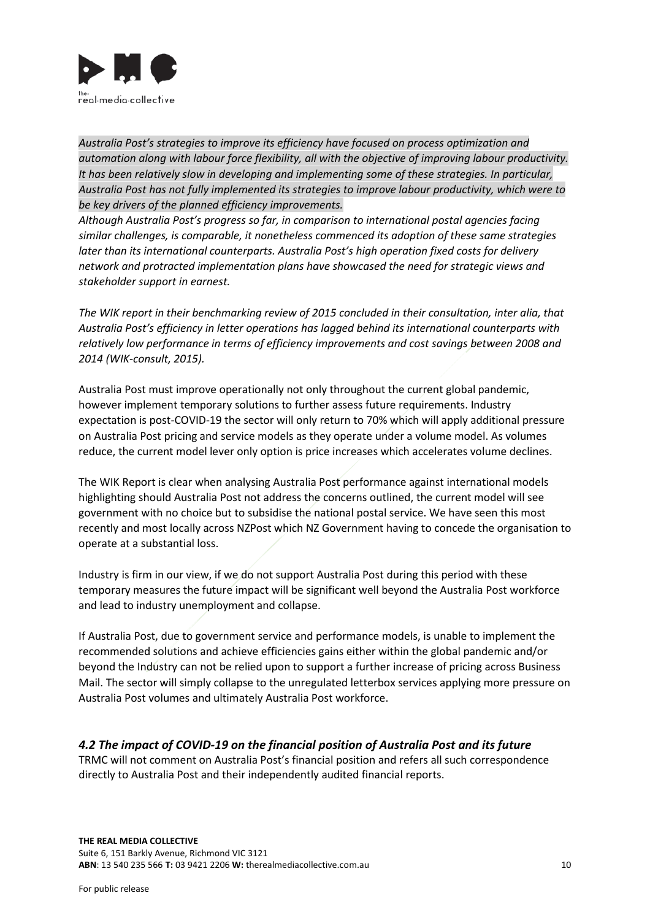*Australia Post's strategies to improve its efficiency have focused on process optimization and automation along with labour force flexibility, all with the objective of improving labour productivity. It has been relatively slow in developing and implementing some of these strategies. In particular, Australia Post has not fully implemented its strategies to improve labour productivity, which were to be key drivers of the planned efficiency improvements.*

*Although Australia Post's progress so far, in comparison to international postal agencies facing similar challenges, is comparable, it nonetheless commenced its adoption of these same strategies later than its international counterparts. Australia Post's high operation fixed costs for delivery network and protracted implementation plans have showcased the need for strategic views and stakeholder support in earnest.*

*The WIK report in their benchmarking review of 2015 concluded in their consultation, inter alia, that Australia Post's efficiency in letter operations has lagged behind its international counterparts with relatively low performance in terms of efficiency improvements and cost savings between 2008 and 2014 (WIK-consult, 2015).*

Australia Post must improve operationally not only throughout the current global pandemic, however implement temporary solutions to further assess future requirements. Industry expectation is post-COVID-19 the sector will only return to 70% which will apply additional pressure on Australia Post pricing and service models as they operate under a volume model. As volumes reduce, the current model lever only option is price increases which accelerates volume declines.

The WIK Report is clear when analysing Australia Post performance against international models highlighting should Australia Post not address the concerns outlined, the current model will see government with no choice but to subsidise the national postal service. We have seen this most recently and most locally across NZPost which NZ Government having to concede the organisation to operate at a substantial loss.

Industry is firm in our view, if we do not support Australia Post during this period with these temporary measures the future impact will be significant well beyond the Australia Post workforce and lead to industry unemployment and collapse.

If Australia Post, due to government service and performance models, is unable to implement the recommended solutions and achieve efficiencies gains either within the global pandemic and/or beyond the Industry can not be relied upon to support a further increase of pricing across Business Mail. The sector will simply collapse to the unregulated letterbox services applying more pressure on Australia Post volumes and ultimately Australia Post workforce.

### *4.2 The impact of COVID-19 on the financial position of Australia Post and its future*

TRMC will not comment on Australia Post's financial position and refers all such correspondence directly to Australia Post and their independently audited financial reports.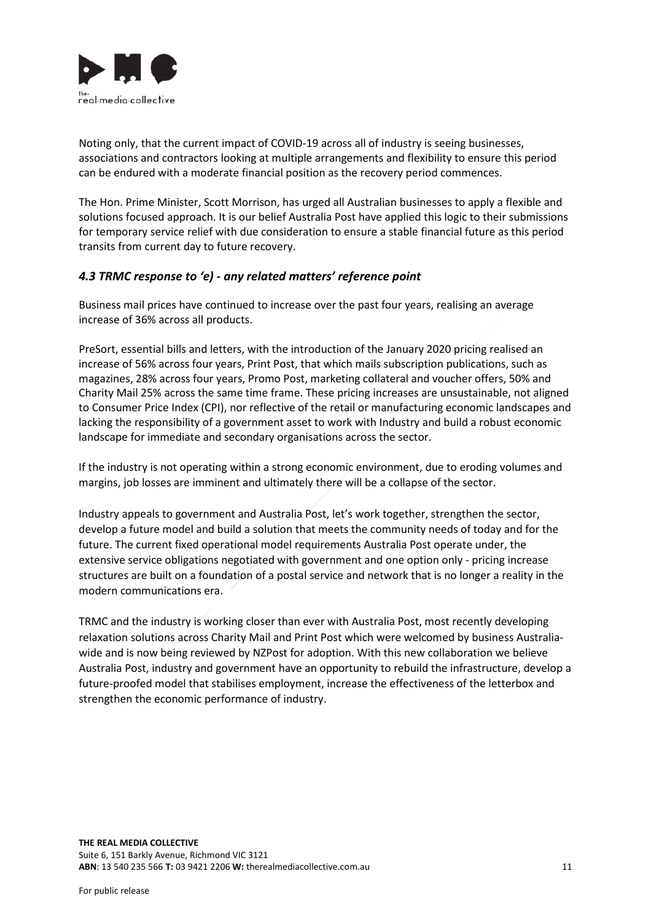Noting only, that the current impact of COVID-19 across all of industry is seeing businesses, associations and contractors looking at multiple arrangements and flexibility to ensure this period can be endured with a moderate financial position as the recovery period commences.

The Hon. Prime Minister, Scott Morrison, has urged all Australian businesses to apply a flexible and solutions focused approach. It is our belief Australia Post have applied this logic to their submissions for temporary service relief with due consideration to ensure a stable financial future as this period transits from current day to future recovery.

### *4.3 TRMC response to 'e) - any related matters' reference point*

Business mail prices have continued to increase over the past four years, realising an average increase of 36% across all products.

PreSort, essential bills and letters, with the introduction of the January 2020 pricing realised an increase of 56% across four years, Print Post, that which mails subscription publications, such as magazines, 28% across four years, Promo Post, marketing collateral and voucher offers, 50% and Charity Mail 25% across the same time frame. These pricing increases are unsustainable, not aligned to Consumer Price Index (CPI), nor reflective of the retail or manufacturing economic landscapes and lacking the responsibility of a government asset to work with Industry and build a robust economic landscape for immediate and secondary organisations across the sector.

If the industry is not operating within a strong economic environment, due to eroding volumes and margins, job losses are imminent and ultimately there will be a collapse of the sector.

Industry appeals to government and Australia Post, let's work together, strengthen the sector, develop a future model and build a solution that meets the community needs of today and for the future. The current fixed operational model requirements Australia Post operate under, the extensive service obligations negotiated with government and one option only - pricing increase structures are built on a foundation of a postal service and network that is no longer a reality in the modern communications era.

TRMC and the industry is working closer than ever with Australia Post, most recently developing relaxation solutions across Charity Mail and Print Post which were welcomed by business Australia-wide and is now being reviewed by NZPost for adoption. With this new collaboration we believe Australia Post, industry and government have an opportunity to rebuild the infrastructure, develop a future-proofed model that stabilises employment, increase the effectiveness of the letterbox and strengthen the economic performance of industry.